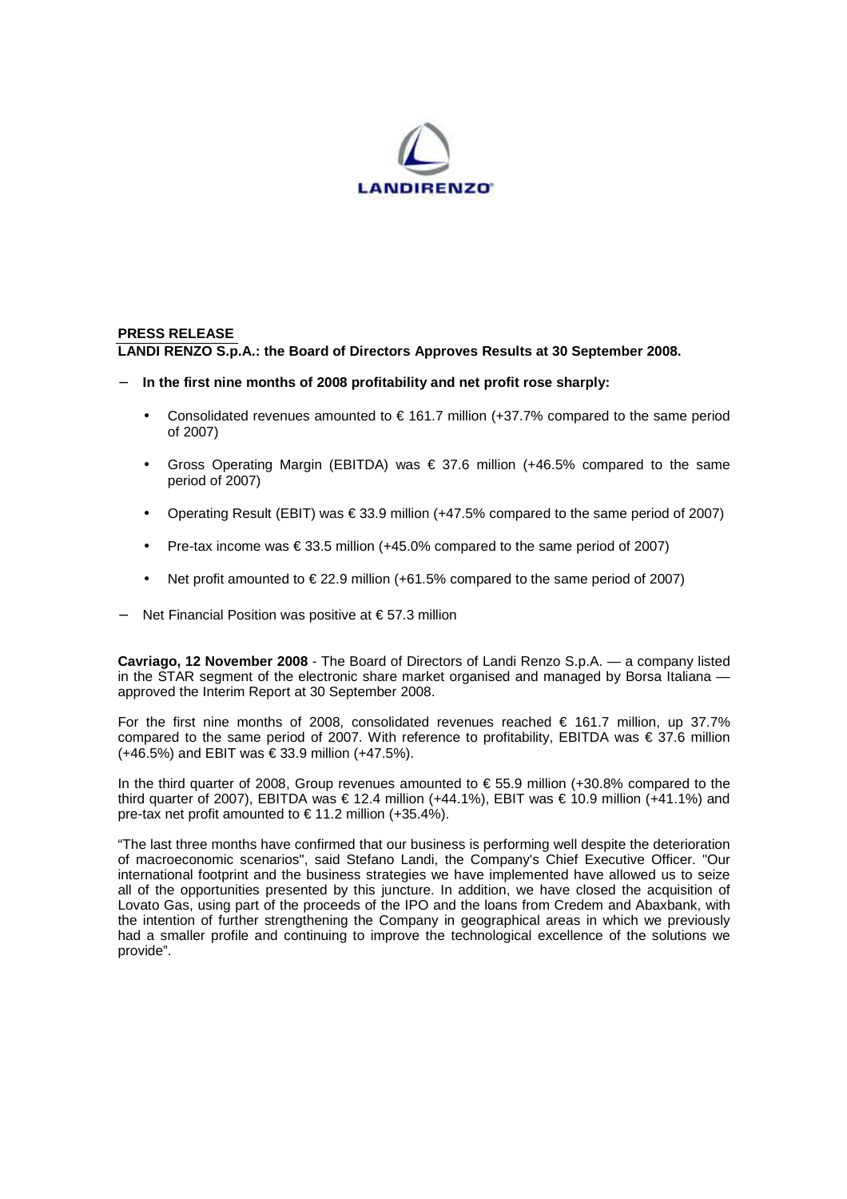**PRESS RELEASE**

**LANDI RENZO S.p.A.: the Board of Directors Approves Results at 30 September 2008.**

- **In the first nine months of 2008 profitability and net profit rose sharply:**
  - Consolidated revenues amounted to € 161.7 million (+37.7% compared to the same period of 2007)
  - Gross Operating Margin (EBITDA) was € 37.6 million (+46.5% compared to the same period of 2007)
  - Operating Result (EBIT) was € 33.9 million (+47.5% compared to the same period of 2007)
  - Pre-tax income was € 33.5 million (+45.0% compared to the same period of 2007)
  - Net profit amounted to € 22.9 million (+61.5% compared to the same period of 2007)
- Net Financial Position was positive at € 57.3 million

**Cavriago, 12 November 2008** - The Board of Directors of Landi Renzo S.p.A. — a company listed in the STAR segment of the electronic share market organised and managed by Borsa Italiana — approved the Interim Report at 30 September 2008.

For the first nine months of 2008, consolidated revenues reached € 161.7 million, up 37.7% compared to the same period of 2007. With reference to profitability, EBITDA was € 37.6 million (+46.5%) and EBIT was € 33.9 million (+47.5%).

In the third quarter of 2008, Group revenues amounted to € 55.9 million (+30.8% compared to the third quarter of 2007), EBITDA was € 12.4 million (+44.1%), EBIT was € 10.9 million (+41.1%) and pre-tax net profit amounted to € 11.2 million (+35.4%).

"The last three months have confirmed that our business is performing well despite the deterioration of macroeconomic scenarios", said Stefano Landi, the Company's Chief Executive Officer. "Our international footprint and the business strategies we have implemented have allowed us to seize all of the opportunities presented by this juncture. In addition, we have closed the acquisition of Lovato Gas, using part of the proceeds of the IPO and the loans from Credem and Abaxbank, with the intention of further strengthening the Company in geographical areas in which we previously had a smaller profile and continuing to improve the technological excellence of the solutions we provide".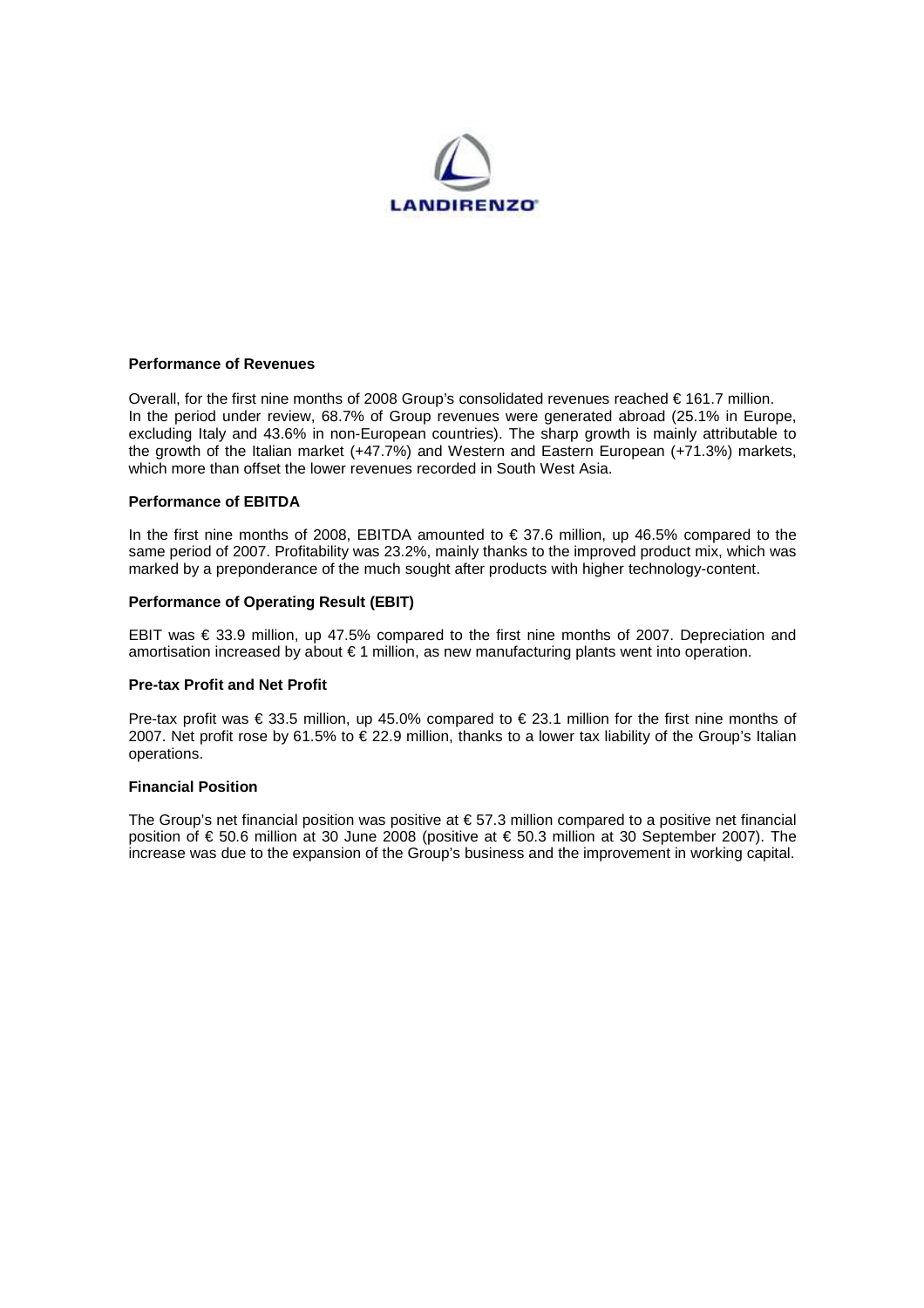### Performance of Revenues

Overall, for the first nine months of 2008 Group's consolidated revenues reached € 161.7 million. In the period under review, 68.7% of Group revenues were generated abroad (25.1% in Europe, excluding Italy and 43.6% in non-European countries). The sharp growth is mainly attributable to the growth of the Italian market (+47.7%) and Western and Eastern European (+71.3%) markets, which more than offset the lower revenues recorded in South West Asia.

### Performance of EBITDA

In the first nine months of 2008, EBITDA amounted to € 37.6 million, up 46.5% compared to the same period of 2007. Profitability was 23.2%, mainly thanks to the improved product mix, which was marked by a preponderance of the much sought after products with higher technology-content.

### Performance of Operating Result (EBIT)

EBIT was € 33.9 million, up 47.5% compared to the first nine months of 2007. Depreciation and amortisation increased by about € 1 million, as new manufacturing plants went into operation.

### Pre-tax Profit and Net Profit

Pre-tax profit was € 33.5 million, up 45.0% compared to € 23.1 million for the first nine months of 2007. Net profit rose by 61.5% to € 22.9 million, thanks to a lower tax liability of the Group's Italian operations.

### Financial Position

The Group's net financial position was positive at € 57.3 million compared to a positive net financial position of € 50.6 million at 30 June 2008 (positive at € 50.3 million at 30 September 2007). The increase was due to the expansion of the Group's business and the improvement in working capital.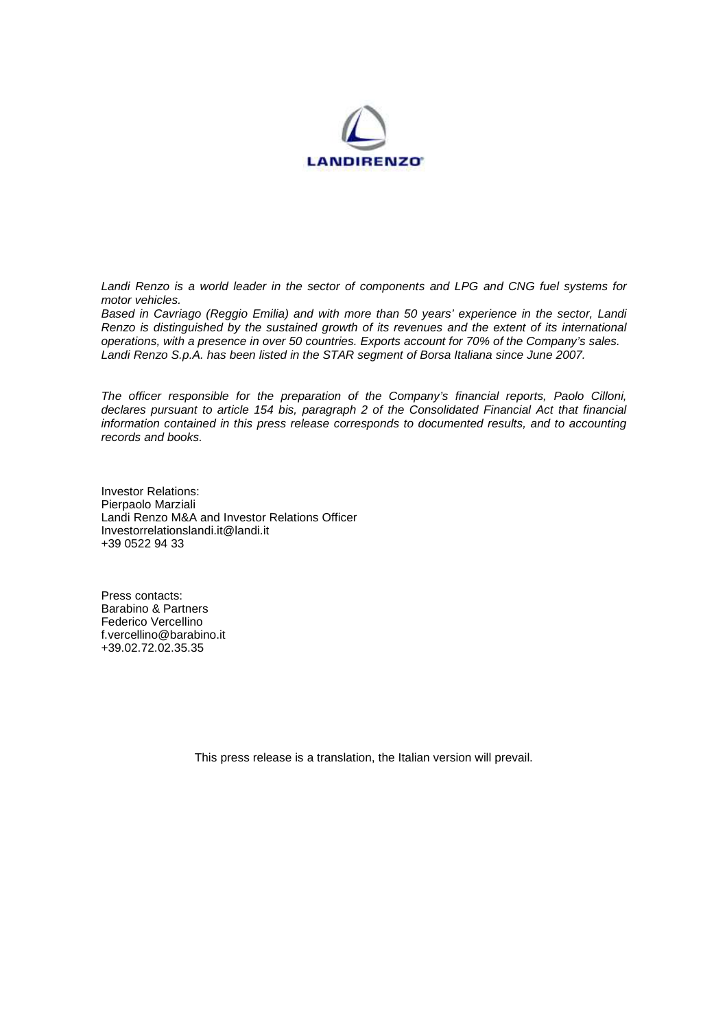*Landi Renzo is a world leader in the sector of components and LPG and CNG fuel systems for motor vehicles.*
*Based in Cavriago (Reggio Emilia) and with more than 50 years' experience in the sector, Landi Renzo is distinguished by the sustained growth of its revenues and the extent of its international operations, with a presence in over 50 countries. Exports account for 70% of the Company's sales.*
*Landi Renzo S.p.A. has been listed in the STAR segment of Borsa Italiana since June 2007.*

*The officer responsible for the preparation of the Company's financial reports, Paolo Cilloni, declares pursuant to article 154 bis, paragraph 2 of the Consolidated Financial Act that financial information contained in this press release corresponds to documented results, and to accounting records and books.*

Investor Relations:
Pierpaolo Marziali
Landi Renzo M&A and Investor Relations Officer
Investorrelationslandi.it@landi.it
+39 0522 94 33

Press contacts:
Barabino & Partners
Federico Vercellino
f.vercellino@barabino.it
+39.02.72.02.35.35

This press release is a translation, the Italian version will prevail.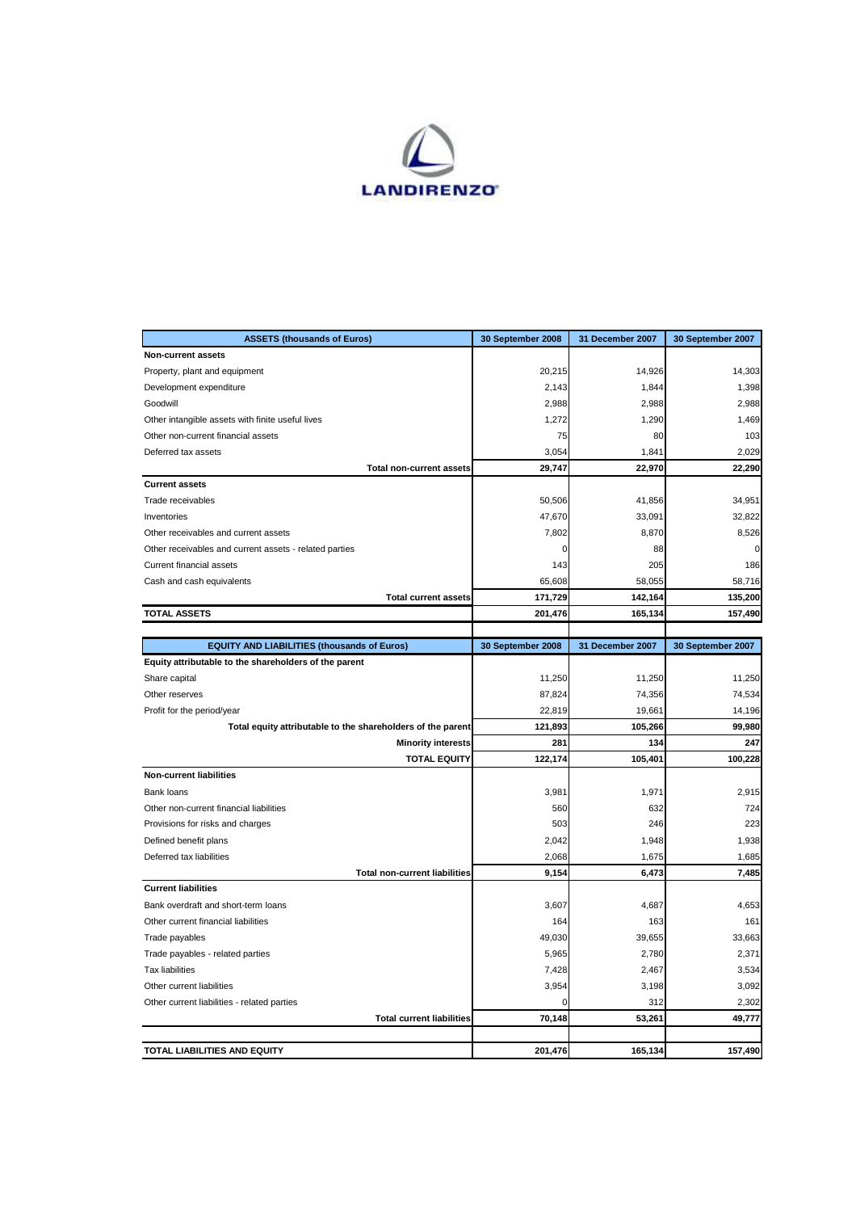LANDIRENZO

| ASSETS (thousands of Euros) | 30 September 2008 | 31 December 2007 | 30 September 2007 |
|---|---|---|---|
| **Non-current assets** | | | |
| Property, plant and equipment | 20,215 | 14,926 | 14,303 |
| Development expenditure | 2,143 | 1,844 | 1,398 |
| Goodwill | 2,988 | 2,988 | 2,988 |
| Other intangible assets with finite useful lives | 1,272 | 1,290 | 1,469 |
| Other non-current financial assets | 75 | 80 | 103 |
| Deferred tax assets | 3,054 | 1,841 | 2,029 |
| **Total non-current assets** | **29,747** | **22,970** | **22,290** |
| **Current assets** | | | |
| Trade receivables | 50,506 | 41,856 | 34,951 |
| Inventories | 47,670 | 33,091 | 32,822 |
| Other receivables and current assets | 7,802 | 8,870 | 8,526 |
| Other receivables and current assets - related parties | 0 | 88 | 0 |
| Current financial assets | 143 | 205 | 186 |
| Cash and cash equivalents | 65,608 | 58,055 | 58,716 |
| **Total current assets** | **171,729** | **142,164** | **135,200** |
| **TOTAL ASSETS** | **201,476** | **165,134** | **157,490** |

| EQUITY AND LIABILITIES (thousands of Euros) | 30 September 2008 | 31 December 2007 | 30 September 2007 |
|---|---|---|---|
| **Equity attributable to the shareholders of the parent** | | | |
| Share capital | 11,250 | 11,250 | 11,250 |
| Other reserves | 87,824 | 74,356 | 74,534 |
| Profit for the period/year | 22,819 | 19,661 | 14,196 |
| **Total equity attributable to the shareholders of the parent** | **121,893** | **105,266** | **99,980** |
| **Minority interests** | **281** | **134** | **247** |
| **TOTAL EQUITY** | **122,174** | **105,401** | **100,228** |
| **Non-current liabilities** | | | |
| Bank loans | 3,981 | 1,971 | 2,915 |
| Other non-current financial liabilities | 560 | 632 | 724 |
| Provisions for risks and charges | 503 | 246 | 223 |
| Defined benefit plans | 2,042 | 1,948 | 1,938 |
| Deferred tax liabilities | 2,068 | 1,675 | 1,685 |
| **Total non-current liabilities** | **9,154** | **6,473** | **7,485** |
| **Current liabilities** | | | |
| Bank overdraft and short-term loans | 3,607 | 4,687 | 4,653 |
| Other current financial liabilities | 164 | 163 | 161 |
| Trade payables | 49,030 | 39,655 | 33,663 |
| Trade payables - related parties | 5,965 | 2,780 | 2,371 |
| Tax liabilities | 7,428 | 2,467 | 3,534 |
| Other current liabilities | 3,954 | 3,198 | 3,092 |
| Other current liabilities - related parties | 0 | 312 | 2,302 |
| **Total current liabilities** | **70,148** | **53,261** | **49,777** |
| **TOTAL LIABILITIES AND EQUITY** | **201,476** | **165,134** | **157,490** |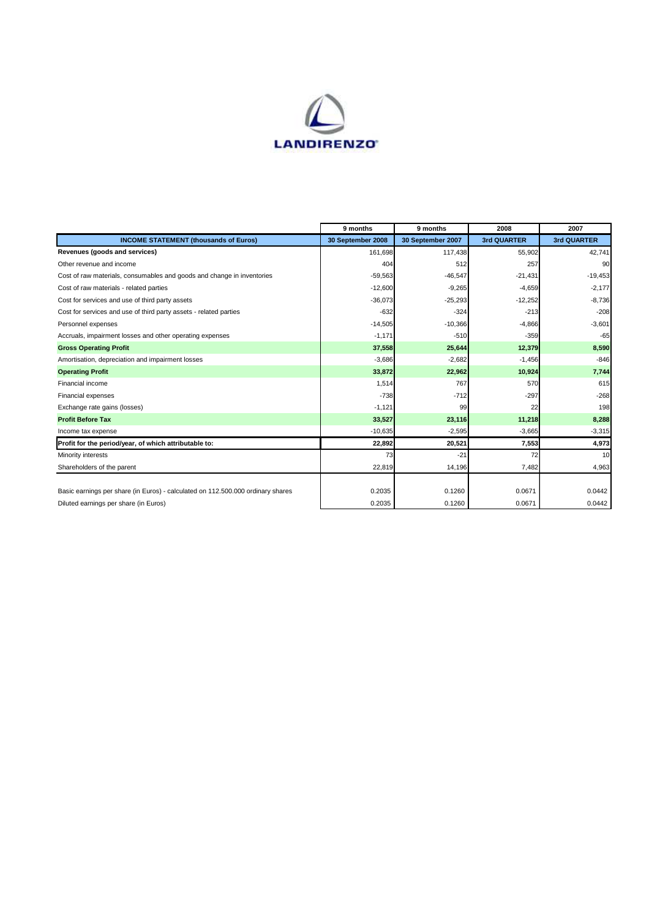LANDIRENZO

| | 9 months | 9 months | 2008 | 2007 |
|---|---|---|---|---|
| **INCOME STATEMENT (thousands of Euros)** | **30 September 2008** | **30 September 2007** | **3rd QUARTER** | **3rd QUARTER** |
| **Revenues (goods and services)** | 161,698 | 117,438 | 55,902 | 42,741 |
| Other revenue and income | 404 | 512 | 257 | 90 |
| Cost of raw materials, consumables and goods and change in inventories | -59,563 | -46,547 | -21,431 | -19,453 |
| Cost of raw materials - related parties | -12,600 | -9,265 | -4,659 | -2,177 |
| Cost for services and use of third party assets | -36,073 | -25,293 | -12,252 | -8,736 |
| Cost for services and use of third party assets - related parties | -632 | -324 | -213 | -208 |
| Personnel expenses | -14,505 | -10,366 | -4,866 | -3,601 |
| Accruals, impairment losses and other operating expenses | -1,171 | -510 | -359 | -65 |
| **Gross Operating Profit** | **37,558** | **25,644** | **12,379** | **8,590** |
| Amortisation, depreciation and impairment losses | -3,686 | -2,682 | -1,456 | -846 |
| **Operating Profit** | **33,872** | **22,962** | **10,924** | **7,744** |
| Financial income | 1,514 | 767 | 570 | 615 |
| Financial expenses | -738 | -712 | -297 | -268 |
| Exchange rate gains (losses) | -1,121 | 99 | 22 | 198 |
| **Profit Before Tax** | **33,527** | **23,116** | **11,218** | **8,288** |
| Income tax expense | -10,635 | -2,595 | -3,665 | -3,315 |
| **Profit for the period/year, of which attributable to:** | **22,892** | **20,521** | **7,553** | **4,973** |
| Minority interests | 73 | -21 | 72 | 10 |
| Shareholders of the parent | 22,819 | 14,196 | 7,482 | 4,963 |
| | | | | |
| Basic earnings per share (in Euros) - calculated on 112.500.000 ordinary shares | 0.2035 | 0.1260 | 0.0671 | 0.0442 |
| Diluted earnings per share (in Euros) | 0.2035 | 0.1260 | 0.0671 | 0.0442 |